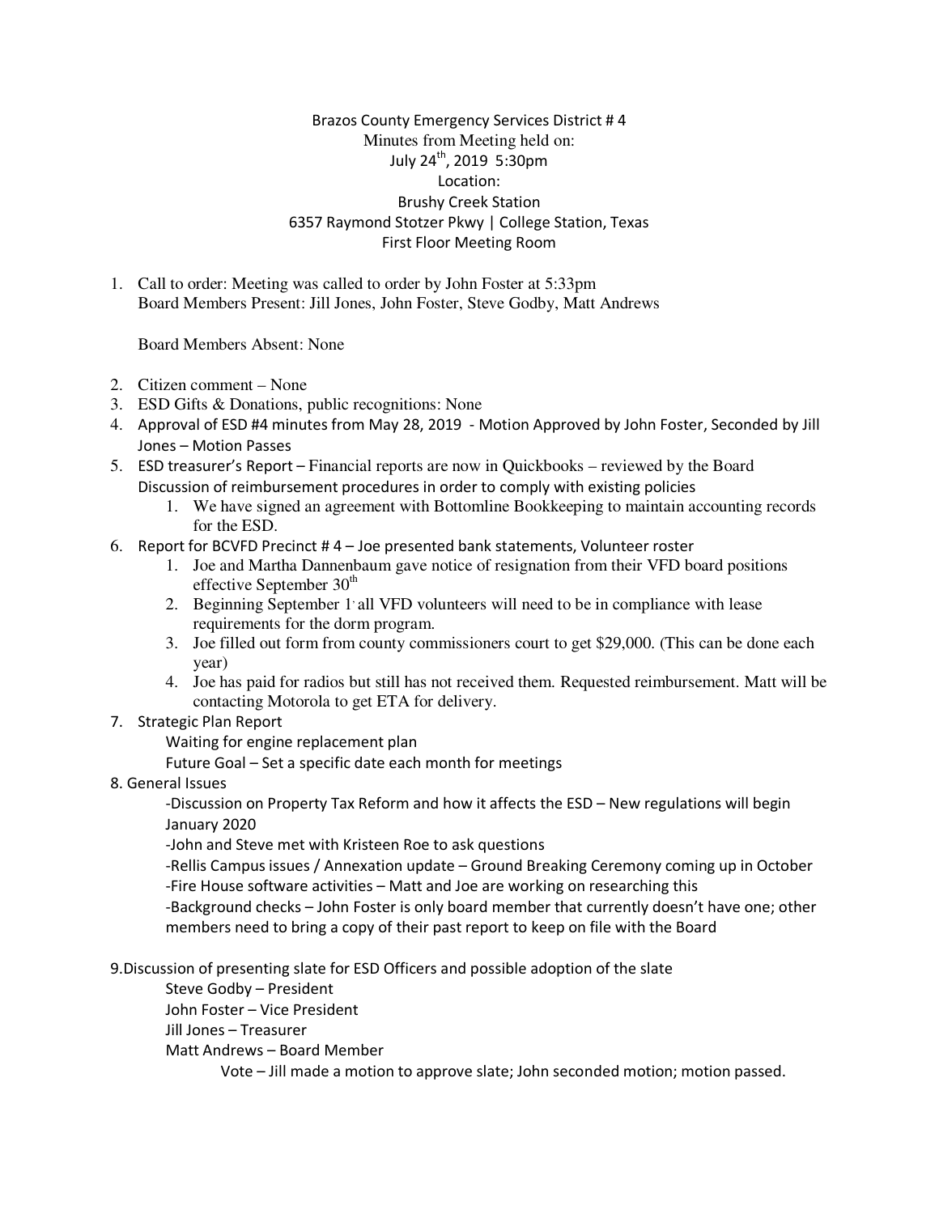Brazos County Emergency Services District # 4
Minutes from Meeting held on:
July 24th, 2019 5:30pm
Location:
Brushy Creek Station
6357 Raymond Stotzer Pkwy | College Station, Texas
First Floor Meeting Room

1. Call to order: Meeting was called to order by John Foster at 5:33pm
   Board Members Present: Jill Jones, John Foster, Steve Godby, Matt Andrews

   Board Members Absent: None

2. Citizen comment – None
3. ESD Gifts & Donations, public recognitions: None
4. Approval of ESD #4 minutes from May 28, 2019 - Motion Approved by John Foster, Seconded by Jill Jones – Motion Passes
5. ESD treasurer's Report – Financial reports are now in Quickbooks – reviewed by the Board
   Discussion of reimbursement procedures in order to comply with existing policies
   1. We have signed an agreement with Bottomline Bookkeeping to maintain accounting records for the ESD.
6. Report for BCVFD Precinct # 4 – Joe presented bank statements, Volunteer roster
   1. Joe and Martha Dannenbaum gave notice of resignation from their VFD board positions effective September 30th
   2. Beginning September 1, all VFD volunteers will need to be in compliance with lease requirements for the dorm program.
   3. Joe filled out form from county commissioners court to get $29,000. (This can be done each year)
   4. Joe has paid for radios but still has not received them. Requested reimbursement. Matt will be contacting Motorola to get ETA for delivery.
7. Strategic Plan Report
   Waiting for engine replacement plan
   Future Goal – Set a specific date each month for meetings
8. General Issues
   -Discussion on Property Tax Reform and how it affects the ESD – New regulations will begin January 2020
   -John and Steve met with Kristeen Roe to ask questions
   -Rellis Campus issues / Annexation update – Ground Breaking Ceremony coming up in October
   -Fire House software activities – Matt and Joe are working on researching this
   -Background checks – John Foster is only board member that currently doesn't have one; other members need to bring a copy of their past report to keep on file with the Board

9. Discussion of presenting slate for ESD Officers and possible adoption of the slate
   Steve Godby – President
   John Foster – Vice President
   Jill Jones – Treasurer
   Matt Andrews – Board Member
   Vote – Jill made a motion to approve slate; John seconded motion; motion passed.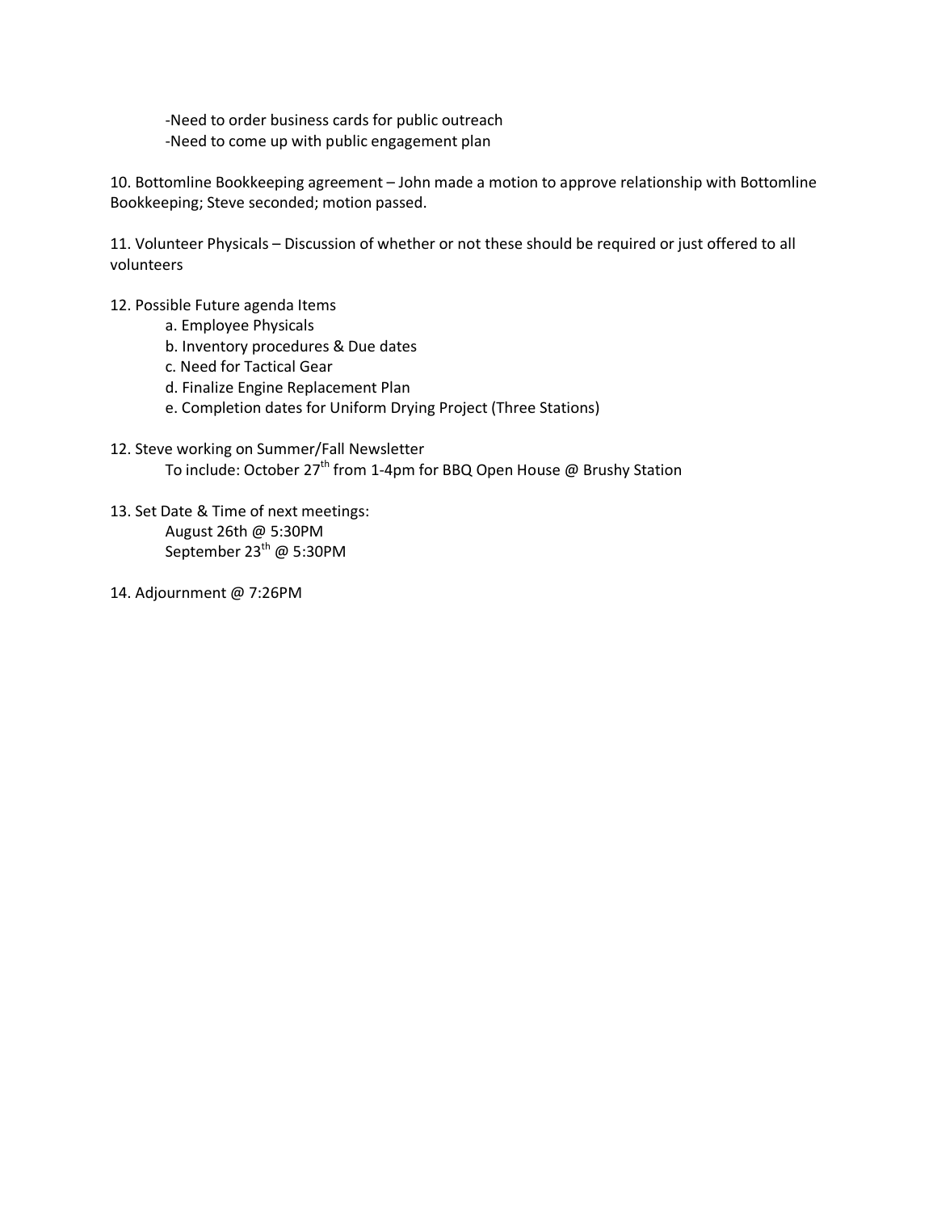-Need to order business cards for public outreach
-Need to come up with public engagement plan

10. Bottomline Bookkeeping agreement – John made a motion to approve relationship with Bottomline Bookkeeping; Steve seconded; motion passed.

11. Volunteer Physicals – Discussion of whether or not these should be required or just offered to all volunteers

12. Possible Future agenda Items
    - a. Employee Physicals
    - b. Inventory procedures & Due dates
    - c. Need for Tactical Gear
    - d. Finalize Engine Replacement Plan
    - e. Completion dates for Uniform Drying Project (Three Stations)

12. Steve working on Summer/Fall Newsletter
    To include: October 27th from 1-4pm for BBQ Open House @ Brushy Station

13. Set Date & Time of next meetings:
    August 26th @ 5:30PM
    September 23th @ 5:30PM

14. Adjournment @ 7:26PM